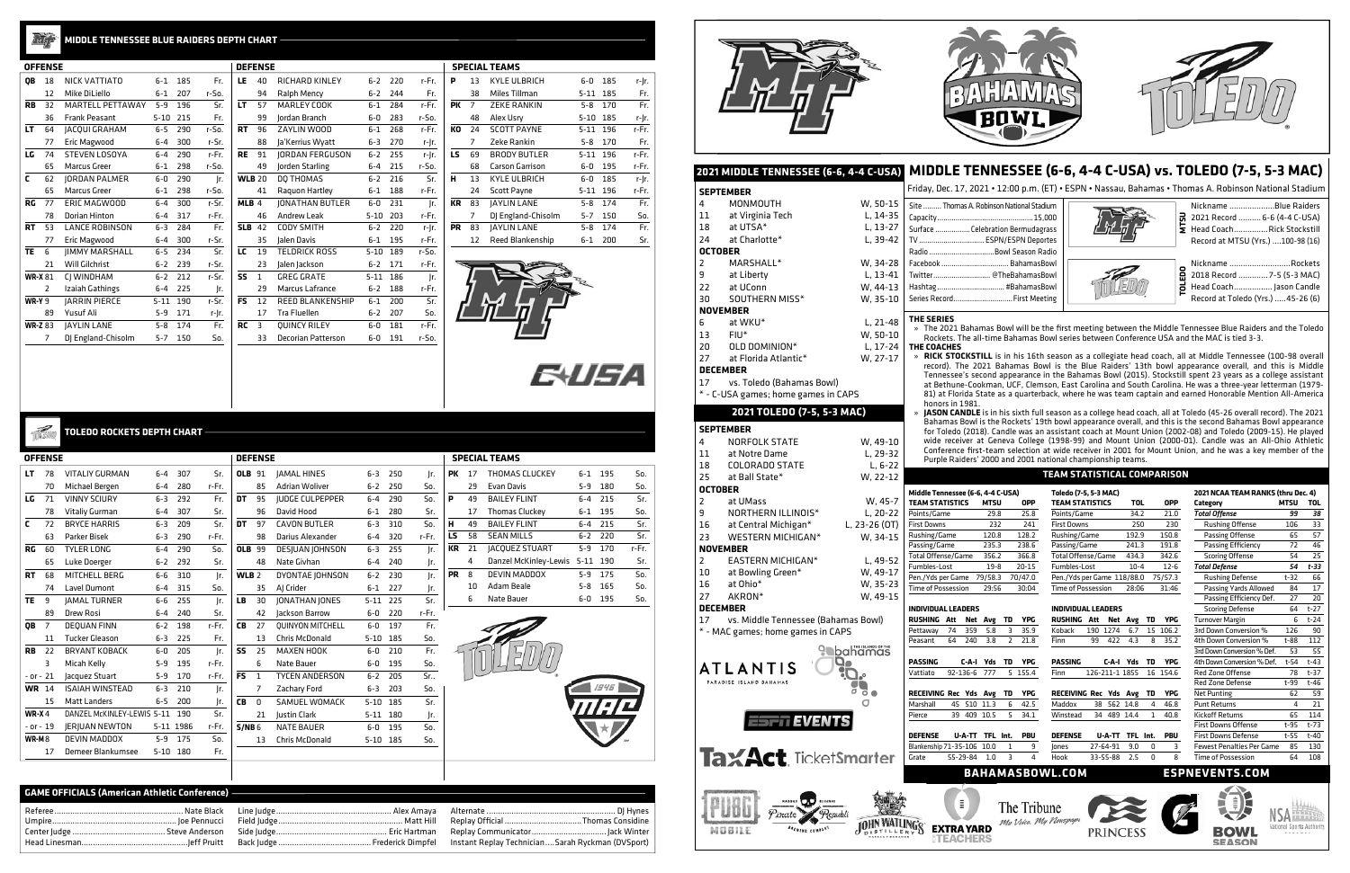# MIDDLE TENNESSEE BLUE RAIDERS DEPTH CHART

## OFFENSE

| Pos | # | Name | Ht | Wt | Cl |
|---|---|---|---|---|---|
| QB | 18 | NICK VATTIATO | 6-1 | 185 | Fr. |
| | 12 | Mike DiLiello | 6-1 | 207 | r-So. |
| RB | 32 | MARTELL PETTAWAY | 5-9 | 196 | Sr. |
| | 36 | Frank Peasant | 5-10 | 215 | Fr. |
| LT | 64 | JACQUI GRAHAM | 6-5 | 290 | r-So. |
| | 77 | Eric Magwood | 6-4 | 300 | r-Sr. |
| LG | 74 | STEVEN LOSOYA | 6-4 | 290 | r-Fr. |
| | 65 | Marcus Greer | 6-1 | 298 | r-So. |
| C | 62 | JORDAN PALMER | 6-0 | 290 | Jr. |
| | 65 | Marcus Greer | 6-1 | 298 | r-So. |
| RG | 77 | ERIC MAGWOOD | 6-4 | 300 | r-Sr. |
| | 78 | Dorian Hinton | 6-4 | 317 | r-Fr. |
| RT | 53 | LANCE ROBINSON | 6-3 | 284 | Fr. |
| | 77 | Eric Magwood | 6-4 | 300 | r-Sr. |
| TE | 6 | JIMMY MARSHALL | 6-5 | 234 | Sr. |
| | 21 | Will Gilchrist | 6-2 | 239 | r-Sr. |
| WR-X | 81 | CJ WINDHAM | 6-2 | 212 | r-Sr. |
| | 2 | Izaiah Gathings | 6-4 | 225 | Jr. |
| WR-Y | 9 | JARRIN PIERCE | 5-11 | 190 | r-Sr. |
| | 89 | Yusuf Ali | 5-9 | 171 | r-Jr. |
| WR-Z | 83 | JAYLIN LANE | 5-8 | 174 | Fr. |
| | 7 | DJ England-Chisolm | 5-7 | 150 | So. |

## DEFENSE

| Pos | # | Name | Ht | Wt | Cl |
|---|---|---|---|---|---|
| LE | 40 | RICHARD KINLEY | 6-2 | 220 | r-Fr. |
| | 94 | Ralph Mency | 6-2 | 244 | Fr. |
| LT | 57 | MARLEY COOK | 6-1 | 284 | r-Fr. |
| | 99 | Jordan Branch | 6-0 | 283 | r-So. |
| RT | 96 | ZAYLIN WOOD | 6-1 | 268 | r-Fr. |
| | 88 | Ja'Kerrius Wyatt | 6-3 | 270 | r-Jr. |
| RE | 91 | JORDAN FERGUSON | 6-2 | 255 | r-Jr. |
| | 49 | Jorden Starling | 6-4 | 215 | r-So. |
| WLB | 20 | DQ THOMAS | 6-2 | 216 | Sr. |
| | 41 | Raquon Hartley | 6-1 | 188 | r-Fr. |
| MLB | 4 | JONATHAN BUTLER | 6-0 | 231 | Jr. |
| | 46 | Andrew Leak | 5-10 | 203 | r-Fr. |
| SLB | 42 | CODY SMITH | 6-2 | 220 | r-Jr. |
| | 35 | Jalen Davis | 6-1 | 195 | r-Fr. |
| LC | 19 | TELDRICK ROSS | 5-10 | 189 | r-So. |
| | 23 | Jalen Jackson | 6-2 | 171 | r-Fr. |
| SS | 1 | GREG GRATE | 5-11 | 186 | Jr. |
| | 29 | Marcus Lafrance | 6-2 | 188 | r-Fr. |
| FS | 12 | REED BLANKENSHIP | 6-1 | 200 | Sr. |
| | 17 | Tra Fluellen | 6-2 | 207 | So. |
| RC | 3 | QUINCY RILEY | 6-0 | 181 | r-Fr. |
| | 33 | Decorian Patterson | 6-0 | 191 | r-So. |

## SPECIAL TEAMS

| Pos | # | Name | Ht | Wt | Cl |
|---|---|---|---|---|---|
| P | 13 | KYLE ULBRICH | 6-0 | 185 | r-Jr. |
| | 38 | Miles Tillman | 5-11 | 185 | Fr. |
| PK | 7 | ZEKE RANKIN | 5-8 | 170 | Fr. |
| | 48 | Alex Usry | 5-10 | 185 | r-Jr. |
| KO | 24 | SCOTT PAYNE | 5-11 | 196 | r-Fr. |
| | 7 | Zeke Rankin | 5-8 | 170 | Fr. |
| LS | 69 | BRODY BUTLER | 5-11 | 196 | r-Fr. |
| | 68 | Carson Garrison | 6-0 | 195 | r-Fr. |
| H | 13 | KYLE ULBRICH | 6-0 | 185 | r-Jr. |
| | 24 | Scott Payne | 5-11 | 196 | r-Fr. |
| KR | 83 | JAYLIN LANE | 5-8 | 174 | Fr. |
| | 7 | DJ England-Chisolm | 5-7 | 150 | So. |
| PR | 83 | JAYLIN LANE | 5-8 | 174 | Fr. |
| | 12 | Reed Blankenship | 6-1 | 200 | Sr. |

# TOLEDO ROCKETS DEPTH CHART

## OFFENSE

| Pos | # | Name | Ht | Wt | Cl |
|---|---|---|---|---|---|
| LT | 78 | VITALIY GURMAN | 6-4 | 307 | Sr. |
| | 70 | Michael Bergen | 6-4 | 280 | r-Fr. |
| LG | 71 | VINNY SCIURY | 6-3 | 292 | Fr. |
| | 78 | Vitaliy Gurman | 6-4 | 307 | Sr. |
| C | 72 | BRYCE HARRIS | 6-3 | 209 | Sr. |
| | 63 | Parker Bisek | 6-3 | 290 | r-Fr. |
| RG | 60 | TYLER LONG | 6-4 | 290 | So. |
| | 65 | Luke Doerger | 6-2 | 292 | Sr. |
| RT | 68 | MITCHELL BERG | 6-6 | 310 | Jr. |
| | 74 | Lavel Dumont | 6-4 | 315 | So. |
| TE | 9 | JAMAL TURNER | 6-6 | 255 | Jr. |
| | 89 | Drew Rosi | 6-4 | 240 | Sr. |
| QB | 7 | DEQUAN FINN | 6-2 | 198 | r-Fr. |
| | 11 | Tucker Gleason | 6-3 | 225 | Fr. |
| RB | 22 | BRYANT KOBACK | 6-0 | 205 | Jr. |
| | 3 | Micah Kelly | 5-9 | 195 | r-Fr. |
| - or - | 21 | Jacquez Stuart | 5-9 | 170 | r-Fr. |
| WR | 14 | ISAIAH WINSTEAD | 6-3 | 210 | Jr. |
| | 15 | Matt Landers | 6-5 | 200 | Jr. |
| WR-X | 4 | DANZEL McKINLEY-LEWIS | 5-11 | 190 | Sr. |
| - or - | 19 | JERJUAN NEWTON | 5-11 | 1986 | r-Fr. |
| WR-M | 8 | DEVIN MADDOX | 5-9 | 175 | So. |
| | 17 | Demeer Blankumsee | 5-10 | 180 | Fr. |

## DEFENSE

| Pos | # | Name | Ht | Wt | Cl |
|---|---|---|---|---|---|
| OLB | 91 | JAMAL HINES | 6-3 | 250 | Jr. |
| | 85 | Adrian Woliver | 6-2 | 250 | So. |
| DT | 95 | JUDGE CULPEPPER | 6-4 | 290 | So. |
| | 96 | David Hood | 6-1 | 280 | Sr. |
| DT | 97 | CAVON BUTLER | 6-3 | 310 | So. |
| | 98 | Darius Alexander | 6-4 | 320 | r-Fr. |
| OLB | 99 | DESJUAN JOHNSON | 6-3 | 255 | Jr. |
| | 48 | Nate Givhan | 6-4 | 240 | Jr. |
| WLB | 2 | DYONTAE JOHNSON | 6-2 | 230 | Jr. |
| | 35 | AJ Crider | 6-1 | 227 | Jr. |
| LB | 30 | JONATHAN JONES | 5-11 | 225 | Sr. |
| | 42 | Jackson Barrow | 6-0 | 220 | r-Fr. |
| CB | 27 | QUINYON MITCHELL | 6-0 | 197 | Fr. |
| | 13 | Chris McDonald | 5-10 | 185 | So. |
| SS | 25 | MAXEN HOOK | 6-0 | 210 | Fr. |
| | 6 | Nate Bauer | 6-0 | 195 | So. |
| FS | 1 | TYCEN ANDERSON | 6-2 | 205 | Sr.. |
| | 7 | Zachary Ford | 6-3 | 203 | So. |
| CB | 0 | SAMUEL WOMACK | 5-10 | 185 | Sr. |
| | 21 | Justin Clark | 5-11 | 180 | Jr. |
| S/NB | 6 | NATE BAUER | 6-0 | 195 | So. |
| | 13 | Chris McDonald | 5-10 | 185 | So. |

## SPECIAL TEAMS

| Pos | # | Name | Ht | Wt | Cl |
|---|---|---|---|---|---|
| PK | 17 | THOMAS CLUCKEY | 6-1 | 195 | So. |
| | 29 | Evan Davis | 5-9 | 180 | So. |
| P | 49 | BAILEY FLINT | 6-4 | 215 | Sr. |
| | 17 | Thomas Cluckey | 6-1 | 195 | So. |
| H | 49 | BAILEY FLINT | 6-4 | 215 | Sr. |
| LS | 58 | SEAN MILLS | 6-2 | 220 | Sr. |
| KR | 21 | JACQUEZ STUART | 5-9 | 170 | r-Fr. |
| | 4 | Danzel McKinley-Lewis | 5-11 | 190 | Sr. |
| PR | 8 | DEVIN MADDOX | 5-9 | 175 | So. |
| | 10 | Adam Beale | 5-8 | 165 | So. |
| | 6 | Nate Bauer | 6-0 | 195 | So. |

## GAME OFFICIALS (American Athletic Conference)

Referee ... Nate Black
Umpire ... Joe Pennucci
Center Judge ... Steve Anderson
Head Linesman ... Jeff Pruitt
Line Judge ... Alex Amaya
Field Judge ... Matt Hill
Side Judge ... Eric Hartman
Back Judge ... Frederick Dimpfel
Alternate ... DJ Hynes
Replay Official ... Thomas Considine
Replay Communicator ... Jack Winter
Instant Replay Technician ... Sarah Ryckman (DVSport)

# MIDDLE TENNESSEE (6-6, 4-4 C-USA) vs. TOLEDO (7-5, 5-3 MAC)

Friday, Dec. 17, 2021 • 12:00 p.m. (ET) • ESPN • Nassau, Bahamas • Thomas A. Robinson National Stadium

## 2021 MIDDLE TENNESSEE (6-6, 4-4 C-USA)

| Date | Opponent | Result |
|---|---|---|
| **SEPTEMBER** | | |
| 4 | MONMOUTH | W, 50-15 |
| 11 | at Virginia Tech | L, 14-35 |
| 18 | at UTSA* | L, 13-27 |
| 24 | at Charlotte* | L, 39-42 |
| **OCTOBER** | | |
| 2 | MARSHALL* | W, 34-28 |
| 9 | at Liberty | L, 13-41 |
| 22 | at UConn | W, 44-13 |
| 30 | SOUTHERN MISS* | W, 35-10 |
| **NOVEMBER** | | |
| 6 | at WKU* | L, 21-48 |
| 13 | FIU* | W, 50-10 |
| 20 | OLD DOMINION* | L, 17-24 |
| 27 | at Florida Atlantic* | W, 27-17 |
| **DECEMBER** | | |
| 17 | vs. Toledo (Bahamas Bowl) | |

\* - C-USA games; home games in CAPS

## 2021 TOLEDO (7-5, 5-3 MAC)

| Date | Opponent | Result |
|---|---|---|
| **SEPTEMBER** | | |
| 4 | NORFOLK STATE | W, 49-10 |
| 11 | at Notre Dame | L, 29-32 |
| 18 | COLORADO STATE | L, 6-22 |
| 25 | at Ball State* | W, 22-12 |
| **OCTOBER** | | |
| 2 | at UMass | W, 45-7 |
| 9 | NORTHERN ILLINOIS* | L, 20-22 |
| 16 | at Central Michigan* | L, 23-26 (OT) |
| 23 | WESTERN MICHIGAN* | W, 34-15 |
| **NOVEMBER** | | |
| 2 | EASTERN MICHIGAN* | L, 49-52 |
| 10 | at Bowling Green* | W, 49-17 |
| 16 | at Ohio* | W, 35-23 |
| 27 | AKRON* | W, 49-15 |
| **DECEMBER** | | |
| 17 | vs. Middle Tennessee (Bahamas Bowl) | |

\* - MAC games; home games in CAPS

Site ... Thomas A. Robinson National Stadium
Capacity ... 15,000
Surface ... Celebration Bermudagrass
TV ... ESPN/ESPN Deportes
Radio ... Bowl Season Radio
Facebook ... BahamasBowl
Twitter ... @TheBahamasBowl
Hashtag ... #BahamasBowl
Series Record ... First Meeting

**MTSU**
Nickname ... Blue Raiders
2021 Record ... 6-6 (4-4 C-USA)
Head Coach ... Rick Stockstill
Record at MTSU (Yrs.) ... 100-98 (16)

**TOLEDO**
Nickname ... Rockets
2018 Record ... 7-5 (5-3 MAC)
Head Coach ... Jason Candle
Record at Toledo (Yrs.) ... 45-26 (6)

### THE SERIES

» The 2021 Bahamas Bowl will be the first meeting between the Middle Tennessee Blue Raiders and the Toledo Rockets. The all-time Bahamas Bowl series between Conference USA and the MAC is tied 3-3.

### THE COACHES

» **RICK STOCKSTILL** is in his 16th season as a collegiate head coach, all at Middle Tennessee (100-98 overall record). The 2021 Bahamas Bowl is the Blue Raiders' 13th bowl appearance overall, and this is Middle Tennessee's second appearance in the Bahamas Bowl (2015). Stockstill spent 23 years as a college assistant at Bethune-Cookman, UCF, Clemson, East Carolina and South Carolina. He was a three-year letterman (1979-81) at Florida State as a quarterback, where he was team captain and earned Honorable Mention All-America honors in 1981.

» **JASON CANDLE** is in his sixth full season as a college head coach, all at Toledo (45-26 overall record). The 2021 Bahamas Bowl is the Rockets' 19th bowl appearance overall, and this is the second Bahamas Bowl appearance for Toledo (2018). Candle was an assistant coach at Mount Union (2002-08) and Toledo (2009-15). He played wide receiver at Geneva College (1998-99) and Mount Union (2000-01). Candle was an All-Ohio Athletic Conference first-team selection at wide receiver in 2001 for Mount Union, and he was a key member of the Purple Raiders' 2000 and 2001 national championship teams.

## TEAM STATISTICAL COMPARISON

**Middle Tennessee (6-6, 4-4 C-USA)**

| TEAM STATISTICS | MTSU | OPP |
|---|---|---|
| Points/Game | 29.8 | 25.8 |
| First Downs | 232 | 241 |
| Rushing/Game | 120.8 | 128.2 |
| Passing/Game | 235.3 | 238.6 |
| Total Offense/Game | 356.2 | 366.8 |
| Fumbles-Lost | 19-8 | 20-15 |
| Pen./Yds per Game | 79/58.3 | 70/47.0 |
| Time of Possession | 29:56 | 30:04 |

**INDIVIDUAL LEADERS**

| RUSHING | Att | Net | Avg | TD | YPG |
|---|---|---|---|---|---|
| Pettaway | 74 | 359 | 5.8 | 3 | 35.9 |
| Peasant | 64 | 240 | 3.8 | 2 | 21.8 |

| PASSING | C-A-I | Yds | TD | YPG |
|---|---|---|---|---|
| Vattiato | 92-136-6 | 777 | 5 | 155.4 |

| RECEIVING | Rec | Yds | Avg | TD | YPG |
|---|---|---|---|---|---|
| Marshall | 45 | 510 | 11.3 | 6 | 42.5 |
| Pierce | 39 | 409 | 10.5 | 5 | 34.1 |

| DEFENSE | U-A-TT | TFL | Int. | PBU |
|---|---|---|---|---|
| Blankenship | 71-35-106 | 10.0 | 1 | 9 |
| Grate | 55-29-84 | 1.0 | 3 | 4 |

**Toledo (7-5, 5-3 MAC)**

| TEAM STATISTICS | TOL | OPP |
|---|---|---|
| Points/Game | 34.2 | 21.0 |
| First Downs | 250 | 230 |
| Rushing/Game | 192.9 | 150.8 |
| Passing/Game | 241.3 | 191.8 |
| Total Offense/Game | 434.3 | 342.6 |
| Fumbles-Lost | 10-4 | 12-6 |
| Pen./Yds per Game | 118/88.0 | 75/57.3 |
| Time of Possession | 28:06 | 31:46 |

**INDIVIDUAL LEADERS**

| RUSHING | Att | Net | Avg | TD | YPG |
|---|---|---|---|---|---|
| Koback | 190 | 1274 | 6.7 | 15 | 106.2 |
| Finn | 99 | 422 | 4.3 | 8 | 35.2 |

| PASSING | C-A-I | Yds | TD | YPG |
|---|---|---|---|---|
| Finn | 126-211-1 | 1855 | 16 | 154.6 |

| RECEIVING | Rec | Yds | Avg | TD | YPG |
|---|---|---|---|---|---|
| Maddox | 38 | 562 | 14.8 | 4 | 46.8 |
| Winstead | 34 | 489 | 14.4 | 1 | 40.8 |

| DEFENSE | U-A-TT | TFL | Int. | PBU |
|---|---|---|---|---|
| Jones | 27-64-91 | 9.0 | 0 | 3 |
| Hook | 33-55-88 | 2.5 | 0 | 8 |

**2021 NCAA TEAM RANKS (thru Dec. 4)**

| Category | MTSU | TOL |
|---|---|---|
| ***Total Offense*** | ***99*** | ***38*** |
| Rushing Offense | 106 | 33 |
| Passing Offense | 65 | 57 |
| Passing Efficiency | 72 | 46 |
| Scoring Offense | 54 | 25 |
| ***Total Defense*** | ***54*** | ***t-33*** |
| Rushing Defense | t-32 | 66 |
| Passing Yards Allowed | 84 | 17 |
| Passing Efficiency Def. | 27 | 20 |
| Scoring Defense | 64 | t-27 |
| Turnover Margin | 6 | t-24 |
| 3rd Down Conversion % | 126 | 90 |
| 4th Down Conversion % | t-88 | 112 |
| 3rd Down Conversion % Def. | 53 | 55 |
| 4th Down Conversion % Def. | t-54 | t-43 |
| Red Zone Offense | 78 | t-37 |
| Red Zone Defense | t-99 | t-46 |
| Net Punting | 62 | 59 |
| Punt Returns | 4 | 21 |
| Kickoff Returns | 65 | 114 |
| First Downs Offense | t-95 | t-73 |
| First Downs Defense | t-54 | t-40 |
| Fewest Penalties Per Game | 85 | 130 |
| Time of Possession | 64 | 108 |

BAHAMASBOWL.COM ESPNEVENTS.COM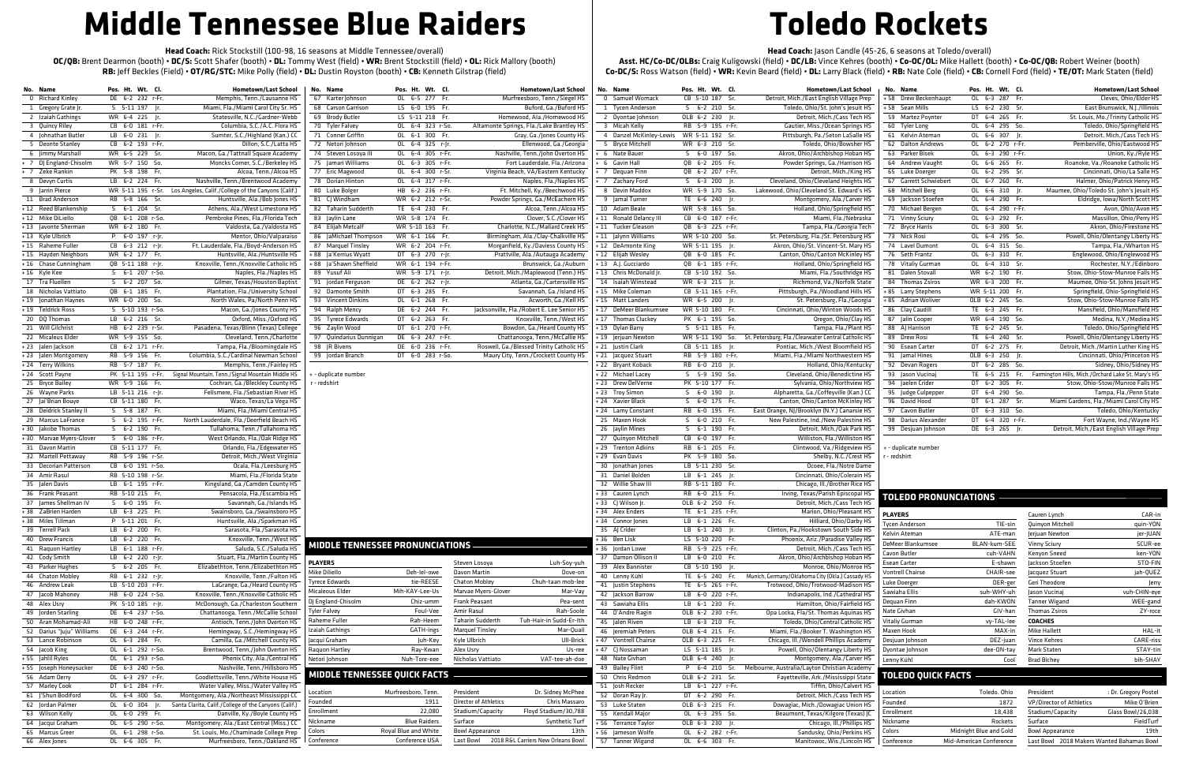# Middle Tennessee Blue Raiders

**Head Coach:** Rick Stockstill (100-98, 16 seasons at Middle Tennessee/overall)

**OC/QB:** Brent Dearmon (booth) • **DC/S:** Scott Shafer (booth) • **DL:** Tommy West (field) • **WR:** Brent Stockstill (field) • **OL:** Rick Mallory (booth)
**RB:** Jeff Beckles (field) • **OT/RG/STC:** Mike Polly (field) • **DL:** Dustin Royston (booth) • **CB:** Kenneth Gilstrap (field)

| No. | Name | Pos. | Ht. | Wt. | Cl. | Hometown/Last School |
|---|---|---|---|---|---|---|
| 0 | Richard Kinley | DE | 6-2 | 232 | r-Fr. | Memphis, Tenn./Lausanne HS |
| 1 | Gregory Grate Jr. | S | 5-11 | 197 | Jr. | Miami, Fla./Miami Carol City Sr. HS |
| 2 | Izaiah Gathings | WR | 6-4 | 225 | Jr. | Statesville, N.C./Gardner-Webb |
| 3 | Quincy Riley | CB | 6-0 | 181 | r-Fr. | Columbia, S.C./A.C. Flora HS |
| 4 | Johnathan Butler | LB | 6-0 | 231 | Jr. | Sumter, S.C./Highland (Kan.) CC |
| 5 | Deonte Stanley | CB | 6-2 | 193 | r-Fr. | Dillon, S.C./Latta HS |
| 6 | Jimmy Marshall | WR | 6-5 | 229 | Sr. | Macon, Ga./Tattnall Square Academy |
| + 7 | DJ England-Chisolm | WR | 5-7 | 150 | So. | Moncks Corner, S.C./Berkeley HS |
| + 7 | Zeke Rankin | PK | 5-8 | 198 | Fr. | Alcoa, Tenn./Alcoa HS |
| 8 | Devyn Curtis | LB | 6-2 | 224 | Fr. | Nashville, Tenn./Brentwood Academy |
| 9 | Jarrin Pierce | WR | 5-11 | 195 | r-Sr. | Los Angeles, Calif./College of the Canyons (Calif.) |
| 11 | Brad Anderson | RB | 5-8 | 166 | Sr. | Huntsville, Ala./Bob Jones HS |
| + 12 | Reed Blankenship | S | 6-1 | 204 | Sr. | Athens, Ala./West Limestone HS |
| + 12 | Mike DiLiello | QB | 6-1 | 208 | r-So. | Pembroke Pines, Fla./Florida Tech |
| + 13 | Javonte Sherman | WR | 6-2 | 180 | Fr. | Valdosta, Ga./Valdosta HS |
| + 13 | Kyle Ulbrich | P | 6-0 | 197 | r-Jr. | Mentor, Ohio/Valparaiso |
| + 15 | Raheme Fuller | CB | 6-3 | 212 | r-Jr. | Ft. Lauderdale, Fla./Boyd-Anderson HS |
| + 15 | Hayden Neighbors | WR | 6-2 | 177 | Fr. | Huntsville, Ala./Huntsville HS |
| + 16 | Chase Cunningham | QB | 5-11 | 188 | r-Jr. | Knoxville, Tenn./Knoxville Catholic HS |
| + 16 | Kyle Kee | S | 6-1 | 207 | r-So. | Naples, Fla./Naples HS |
| 17 | Tra Fluellen | S | 6-2 | 207 | So. | Gilmer, Texas/Houston Baptist |
| 18 | Nicholas Vattiato | QB | 6-1 | 185 | Fr. | Plantation, Fla./University School |
| + 19 | Jonathan Haynes | WR | 6-0 | 200 | So. | North Wales, Pa/North Penn HS |
| + 19 | Teldrick Ross | S | 5-10 | 193 | r-So. | Macon, Ga./Jones County HS |
| 20 | DQ Thomas | LB | 6-2 | 216 | Sr. | Oxford, Miss./Oxford HS |
| 21 | Will Gilchrist | HB | 6-2 | 239 | r-Sr. | Pasadena, Texas/Blinn (Texas) College |
| 22 | Micaleus Elder | WR | 5-9 | 155 | So. | Cleveland, Tenn./Charlotte |
| + 23 | Jalen Jackson | CB | 6-2 | 171 | r-Fr. | Tampa, Fla./Bloomingdale HS |
| + 23 | Jalen Montgomery | RB | 5-9 | 156 | Fr. | Columbia, S.C./Cardinal Newman School |
| + 24 | Terry Wilkins | RB | 5-7 | 187 | Fr. | Memphis, Tenn./Fairley HS |
| + 24 | Scott Payne | PK | 5-11 | 195 | r-Fr. | Signal Mountain, Tenn./Signal Mountain Middle HS |
| 25 | Bryce Bailey | WR | 5-9 | 166 | Fr. | Cochran, Ga./Bleckley County HS |
| 26 | Wayne Parks | LB | 5-11 | 216 | r-Jr. | Fellsmere, Fla./Sebastian River HS |
| 27 | Jai'Brian Bouye | CB | 5-11 | 180 | Fr. | Waco, Texas/La Vega HS |
| 28 | Deidrick Stanley II | S | 5-8 | 187 | Fr. | Miami, Fla./Miami Central HS |
| 29 | Marcus LaFrance | S | 6-2 | 195 | r-Fr. | North Lauderdale, Fla./Deerfield Beach HS |
| + 30 | Jakobe Thomas | S | 6-2 | 190 | Fr. | Tullahoma, Tenn./Tullahoma HS |
| + 30 | Marvae Myers-Glover | S | 6-0 | 186 | r-Fr. | West Orlando, Fla./Oak Ridge HS |
| 31 | Davon Martin | CB | 5-11 | 177 | Fr. | Orlando, Fla./Edgewater HS |
| 32 | Martell Pettaway | RB | 5-9 | 196 | r-Sr. | Detroit, Mich./West Virginia |
| 33 | Decorian Patterson | CB | 6-0 | 191 | r-So. | Ocala, Fla./Leesburg HS |
| 34 | Amir Rasul | RB | 5-10 | 198 | r-Sr. | Miami, Fla./Florida State |
| 35 | Jalen Davis | LB | 6-1 | 195 | r-Fr. | Kingsland, Ga./Camden County HS |
| 36 | Frank Peasant | RB | 5-10 | 215 | Fr. | Pensacola, Fla./Escambia HS |
| 37 | James Shellman IV | S | 6-0 | 195 | Fr. | Savannah, Ga./Islands HS |
| + 38 | ZaBrien Harden | LB | 6-3 | 225 | Fr. | Swainsboro, Ga./Swainsboro HS |
| + 38 | Miles Tillman | P | 5-11 | 201 | Fr. | Huntsville, Ala./Sparkman HS |
| 39 | Terrell Pack | LB | 6-2 | 200 | Fr. | Sarasota, Fla./Sarasota HS |
| 40 | Drew Francis | LB | 6-2 | 220 | Fr. | Knoxville, Tenn./West HS |
| 41 | Raquon Hartley | LB | 6-1 | 188 | r-Fr. | Saluda, S.C./Saluda HS |
| 42 | Cody Smith | LB | 6-2 | 220 | r-Jr. | Stuart, Fla./Martin County HS |
| 43 | Parker Hughes | S | 6-2 | 205 | Fr. | Elizabethton, Tenn./Elizabethton HS |
| 44 | Chaton Mobley | RB | 6-1 | 232 | r-Jr. | Knoxville, Tenn./Fulton HS |
| 46 | Andrew Leak | LB | 5-10 | 203 | r-Fr. | LaGrange, Ga./Heard County HS |
| 47 | Jacob Mahoney | HB | 6-0 | 224 | r-So. | Knoxville, Tenn./Knoxville Catholic HS |
| 48 | Alex Usry | PK | 5-10 | 185 | r-Jr. | McDonough, Ga./Charleston Southern |
| 49 | Jorden Starling | DE | 6-4 | 237 | r-So. | Chattanooga, Tenn./McCallie School |
| 50 | Aran Mohamad-Ali | HB | 6-0 | 248 | r-Fr. | Antioch, Tenn./John Overton HS |
| 52 | Darius "Juju" Williams | DE | 6-3 | 244 | r-Fr. | Hemingway, S.C./Hemingway HS |
| 53 | Lance Robinson | OL | 6-3 | 284 | Fr. | Camilla, Ga./Mitchell County HS |
| 54 | Jacob King | OL | 6-1 | 292 | r-So. | Brentwood, Tenn./John Overton HS |
| + 55 | Jahlil Ryles | OL | 6-1 | 293 | r-So. | Phenix City, Ala./Central HS |
| + 55 | Joseph Honeysucker | DE | 6-3 | 240 | r-So. | Nashville, Tenn./Hillsboro HS |
| 56 | Adam Derry | OL | 6-3 | 297 | r-Fr. | Goodlettsville, Tenn./White House HS |
| 57 | Marley Cook | DT | 6-1 | 284 | r-Fr. | Water Valley, Miss./Water Valley HS |
| 61 | J'Shun Bodiford | OL | 6-4 | 300 | So. | Montgomery, Ala./Northeast Mississippi CC |
| 62 | Jordan Palmer | OL | 6-5 | 304 | Jr. | Santa Clarita, Calif./College of the Canyons (Calif.) |
| 63 | Wilson Kelly | OL | 6-0 | 299 | Fr. | Danville, Ky./Boyle County HS |
| 64 | Jacqui Graham | OL | 6-5 | 290 | r-So. | Montgomery, Ala./East Central (Miss.) CC |
| 65 | Marcus Greer | OL | 6-1 | 298 | r-So. | St. Louis, Mo./Chaminade College Prep |
| 66 | Alex Jones | OL | 6-6 | 305 | Fr. | Murfreesboro, Tenn./Oakland HS |
| 67 | Karter Johnson | OL | 6-5 | 277 | Fr. | Murfreesboro, Tenn./Siegel HS |
| 68 | Carson Garrison | LS | 6-0 | 195 | Fr. | Buford, Ga./Buford HS |
| 69 | Brody Butler | LS | 5-11 | 218 | Fr. | Homewood, Ala./Homewood HS |
| 70 | Tyler Falvey | OL | 6-4 | 323 | r-So. | Altamonte Springs, Fla./Lake Brantley HS |
| 71 | Conner Griffin | OL | 6-1 | 300 | Fr. | Gray, Ga./Jones County HS |
| 72 | Netori Johnson | OL | 6-4 | 325 | r-Jr. | Ellenwood, Ga./Georgia |
| 74 | Steven Losoya III | OL | 6-4 | 305 | r-Fr. | Nashville, Tenn./John Overton HS |
| 75 | Jamari Williams | OL | 6-3 | 305 | r-Fr. | Fort Lauderdale, Fla./Arizona |
| 77 | Eric Magwood | OL | 6-4 | 300 | r-Sr. | Virginia Beach, VA/Eastern Kentucky |
| 78 | Dorian Hinton | OL | 6-4 | 317 | r-Fr. | Naples, Fla./Naples HS |
| 80 | Luke Bolger | HB | 6-2 | 236 | r-Fr. | Ft. Mitchell, Ky./Beechwood HS |
| 81 | CJ Windham | WR | 6-2 | 212 | r-Sr. | Powder Springs, Ga./McEachern HS |
| 82 | Taharin Sudderth | TE | 6-4 | 230 | Fr. | Alcoa, Tenn./Alcoa HS |
| 83 | Jaylin Lane | WR | 5-8 | 174 | Fr. | Clover, S.C./Clover HS |
| 84 | Elijah Metcalf | WR | 5-10 | 163 | Fr. | Charlotte, N.C./Mallard Creek HS |
| 86 | JaMichael Thompson | WR | 6-1 | 166 | Fr. | Birmingham, Ala./Clay-Chalkville HS |
| 87 | Marquel Tinsley | WR | 6-2 | 204 | r-Fr. | Morganfield, Ky./Daviess County HS |
| + 88 | Ja'Kerrius Wyatt | DT | 6-3 | 270 | r-Jr. | Prattville, Ala./Autauga Academy |
| + 88 | Ja'Shawn Sheffield | WR | 6-1 | 194 | r-Fr. | Brunswick, Ga./Auburn |
| 89 | Yusuf Ali | WR | 5-9 | 171 | r-Jr. | Detroit, Mich./Maplewood (Tenn.) HS |
| 91 | Jordan Ferguson | DE | 6-2 | 262 | r-Jr. | Atlanta, Ga./Cartersville HS |
| 92 | Damonte Smith | DT | 6-3 | 285 | Fr. | Savannah, Ga./Island HS |
| 93 | Vincent Dinkins | DL | 6-1 | 268 | Fr. | Acworth, Ga./Kell HS |
| 94 | Ralph Mency | DE | 6-2 | 244 | Fr. | Jacksonville, Fla./Robert E. Lee Senior HS |
| 95 | Tyrece Edwards | DT | 6-2 | 263 | Fr. | Knoxville, Tenn./West HS |
| 96 | Zaylin Wood | DT | 6-1 | 270 | r-Fr. | Bowdon, Ga./Heard County HS |
| 97 | Quindarius Dunnigan | DE | 6-3 | 247 | r-Fr. | Chattanooga, Tenn./McCallie HS |
| 98 | JR Bivens | DE | 6-0 | 236 | r-Fr. | Roswell, Ga./Blessed Trinity Catholic HS |
| 99 | Jordan Branch | DT | 6-0 | 283 | r-So. | Maury City, Tenn./Crockett County HS |

+ - duplicate number
r - redshirt

## MIDDLE TENNESSEE PRONUNCIATIONS

**PLAYERS**

| | | | |
|---|---|---|---|
| Mike DiLiello | Deh-lel-owe | Steven Losoya | Luh-Soy-yuh |
| Tyrece Edwards | tie-REESE | Davon Martin | Dove-on |
| Micaleus Elder | Mih-KAY-Lee-Us | Chaton Mobley | Chuh-taan mob-lee |
| DJ England-Chisolm | Chiz-umm | Marvae Myers-Glover | Mar-Vay |
| Tyler Falvey | Foul-Vee | Frank Peasant | Pea-sent |
| Raheme Fuller | Rah-Heem | Amir Rasul | Rah-Soole |
| Izaiah Gathings | GATH-ings | Taharin Sudderth | Tuh-Hair-in Sudd-Er-th |
| Jacqui Graham | Juh-Key | Marquel Tinsley | Mar-Quail |
| Raquon Hartley | Ray-Kwan | Kyle Ulbrich | Ull-Brick |
| Netori Johnson | Nuh-Tore-eee | Alex Usry | Us-ree |
| | | Nicholas Vattiato | VAT-tee-ah-doe |

## MIDDLE TENNESSEE QUICK FACTS

| | | | |
|---|---|---|---|
| Location | Murfreesboro, Tenn. | President | Dr. Sidney McPhee |
| Founded | 1911 | Director of Athletics | Chris Massaro |
| Enrollment | 22,080 | Stadium/Capacity | Floyd Stadium/30,788 |
| Nickname | Blue Raiders | Surface | Synthetic Turf |
| Colors | Royal Blue and White | Bowl Appearance | 13th |
| Conference | Conference USA | Last Bowl | 2018 R&L Carriers New Orleans Bowl |

# Toledo Rockets

**Head Coach:** Jason Candle (45-26, 6 seasons at Toledo/overall)

**Asst. HC/Co-DC/OLBs:** Craig Kuligowski (field) • **DC/LB:** Vince Kehres (booth) • **Co-OC/OL:** Mike Hallett (booth) • **Co-OC/QB:** Robert Weiner (booth)
**Co-DC/S:** Ross Watson (field) • **WR:** Kevin Beard (field) • **DL:** Larry Black (field) • **RB:** Nate Cole (field) • **CB:** Cornell Ford (field) • **TE/OT:** Mark Staten (field)

| No. | Name | Pos. | Ht. | Wt. | Cl. | Hometown/Last School |
|---|---|---|---|---|---|---|
| 0 | Samuel Womack | CB | 5-10 | 187 | Sr. | Detroit, Mich./East English Village Prep |
| 1 | Tycen Anderson | S | 6-2 | 210 | Sr. | Toledo, Ohio/St. John's Jesuit HS |
| 2 | Dyontae Johnson | OLB | 6-2 | 230 | Jr. | Detroit, Mich./Cass Tech HS |
| 3 | Micah Kelly | RB | 5-9 | 195 | r-Fr. | Gautier, Miss./Ocean Springs HS |
| 4 | Danzel McKinley-Lewis | WR | 5-11 | 192 | Sr. | Pittsburgh, Pa./Seton LaSalle HS |
| 5 | Bryce Mitchell | WR | 6-3 | 210 | Sr. | Toledo, Ohio/Bowsher HS |
| + 6 | Nate Bauer | S | 6-0 | 197 | So. | Akron, Ohio/Archbishop Hoban HS |
| + 6 | Gavin Hall | QB | 6-2 | 205 | Fr. | Powder Springs, Ga./Harrison HS |
| + 7 | Dequan Finn | QB | 6-2 | 207 | r-Fr. | Detroit, Mich./King HS |
| + 7 | Zachary Ford | S | 6-3 | 200 | Jr. | Cleveland, Ohio/Cleveland Heights HS |
| 8 | Devin Maddox | WR | 5-9 | 170 | So. | Lakewood, Ohio/Cleveland St. Edward's HS |
| 9 | Jamal Turner | TE | 6-6 | 240 | Jr. | Montgomery, Ala./Carver HS |
| 10 | Adam Beale | WR | 5-8 | 165 | So. | Holland, Ohio/Springfield HS |
| + 11 | Ronald Delancy III | CB | 6-0 | 187 | r-Fr. | Miami, Fla./Nebraska |
| + 11 | Tucker Gleason | QB | 6-3 | 225 | r-Fr. | Tampa, Fla./Georgia Tech |
| + 11 | Jalynn Williams | WR | 5-10 | 200 | So. | St. Petersburg, Fla./St. Petersburg HS |
| + 12 | DeAmonte King | WR | 5-11 | 195 | Jr. | Akron, Ohio/St. Vincent-St. Mary HS |
| + 12 | Elijah Wesley | QB | 6-0 | 185 | Fr. | Canton, Ohio/Canton McKinley HS |
| + 13 | A.J. Gucciardo | QB | 6-1 | 185 | r-Fr. | Holland, Ohio/Springfield HS |
| + 13 | Chris McDonald Jr. | CB | 5-10 | 192 | So. | Miami, Fla./Southridge HS |
| 14 | Isaiah Winstead | WR | 6-3 | 215 | Jr. | Richmond, Va./Norfolk State |
| + 15 | Mike Coleman | CB | 5-11 | 165 | r-Fr. | Pittsburgh, Pa./Woodland Hills HS |
| + 15 | Matt Landers | WR | 6-5 | 200 | Jr. | St. Petersburg, Fla./Georgia |
| + 17 | DeMeer Blankumsee | WR | 5-10 | 180 | Fr. | Cincinnati, Ohio/Winton Woods HS |
| + 17 | Thomas Clockey | PK | 6-1 | 195 | So. | Oregon, Ohio/Clay HS |
| + 19 | Dylan Barry | S | 5-11 | 185 | Fr. | Tampa, Fla./Plant HS |
| + 19 | Jerjuan Newton | WR | 5-11 | 190 | So. | St. Petersburg, Fla./Clearwater Central Catholic HS |
| + 21 | Justin Clark | CB | 5-11 | 185 | Jr. | Pontiac, Mich./West Bloomfield HS |
| + 21 | Jacquez Stuart | RB | 5-9 | 180 | r-Fr. | Miami, Fla./Miami Northwestern HS |
| + 22 | Bryant Koback | RB | 6-0 | 210 | Jr. | Holland, Ohio/Kentucky |
| + 22 | Michael Lacey | S | 5-9 | 190 | So. | Cleveland, Ohio/Benedictine HS |
| + 23 | Drew DelVerne | PK | 5-10 | 177 | Fr. | Sylvania, Ohio/Northview HS |
| + 23 | Troy Simon | S | 6-0 | 190 | Jr. | Alpharetta, Ga./Coffeyville (Kan.) CC |
| + 24 | Xavier Black | S | 6-0 | 175 | Fr. | Canton, Ohio/Canton McKinley HS |
| + 24 | Lamy Constant | RB | 6-0 | 195 | Fr. | East Orange, NJ/Brooklyn (N.Y.) Canarsie HS |
| 25 | Maxen Hook | S | 6-0 | 210 | Fr. | New Palestine, Ind./New Palestine HS |
| 26 | Jaylin Mines | S | 6-1 | 190 | Fr. | Detroit, Mich./Oak Park HS |
| 27 | Quinyon Mitchell | CB | 6-0 | 197 | Fr. | Williston, Fla./Williston HS |
| + 29 | Trenton Adkins | RB | 6-1 | 205 | Fr. | Clintwood, Va./Ridgeview HS |
| + 29 | Evan Davis | PK | 5-9 | 180 | So. | Shelby, N.C./Crest HS |
| 30 | Jonathan Jones | LB | 5-11 | 230 | Sr. | Ocoee, Fla./Notre Dame |
| 31 | Daniel Bolden | LB | 6-1 | 245 | Jr. | Cincinnati, Ohio/Colerain HS |
| 32 | Willie Shaw III | RB | 5-11 | 180 | Fr. | Chicago, Ill./Brother Rice HS |
| + 33 | Cauren Lynch | RB | 6-0 | 215 | Fr. | Irving, Texas/Parish Episcopal HS |
| + 33 | CJ Wilson Jr. | OLB | 6-2 | 250 | Fr. | Detroit, Mich./Cass Tech HS |
| + 34 | Alex Enders | TE | 6-1 | 235 | r-Fr. | Marion, Ohio/Pleasant HS |
| + 34 | Connor Jones | LB | 6-1 | 226 | Fr. | Hilliard, Ohio/Darby HS |
| 35 | AJ Crider | LB | 6-1 | 240 | Jr. | Clinton, Pa./Hookstown South Side HS |
| + 36 | Ben Lisk | LS | 5-10 | 220 | Fr. | Phoenix, Ariz./Paradise Valley HS |
| + 36 | Jordan Lowe | RB | 5-9 | 225 | r-Fr. | Detroit, Mich./Cass Tech HS |
| 37 | Damon Ollison II | LB | 6-0 | 210 | Fr. | Akron, Ohio/Archbishop Hoban HS |
| 39 | Alex Bannister | CB | 5-10 | 190 | Jr. | Monroe, Ohio/Monroe HS |
| 40 | Lenny Kühl | TE | 6-5 | 240 | Fr. | Munich, Germany/Oklahoma City (Okla.) Cassady HS |
| 41 | Justin Stephens | TE | 6-5 | 265 | r-Fr. | Trotwood, Ohio/Trotwood-Madison HS |
| 42 | Jackson Barrow | LB | 6-0 | 220 | r-Fr. | Indianapolis, Ind./Cathedral HS |
| 43 | Sawiaha Ellis | LB | 6-1 | 230 | Fr. | Hamilton, Ohio/Fairfield HS |
| 44 | D'Andre Ragin | OLB | 6-2 | 230 | r-Fr. | Opa Locka, Fla/St. Thomas Aquinas HS |
| 45 | Jalen Riven | LB | 6-3 | 210 | Fr. | Toledo, Ohio/Central Catholic HS |
| 46 | Jeremiah Peters | OLB | 6-4 | 215 | Fr. | Miami, Fla./Booker T. Washington HS |
| + 47 | Vontrell Chairse | OLB | 6-3 | 225 | Fr. | Chicago, Ill./Wendell Phillips Academy |
| + 47 | CJ Nossaman | LS | 5-11 | 185 | Jr. | Powell, Ohio/Olentangy Liberty HS |
| 48 | Nate Givhan | OLB | 6-4 | 240 | Jr. | Montgomery, Ala./Carver HS |
| 49 | Bailey Flint | P | 6-4 | 210 | Sr. | Melbourne, Australia/Layton Christian Academy |
| 50 | Chris Redmon | OLB | 6-2 | 231 | Sr. | Fayetteville, Ark./Mississippi State |
| 51 | Josh Recker | LB | 6-1 | 227 | r-Fr. | Tiffin, Ohio/Calvert HS |
| 52 | Doran Ray Jr. | DT | 6-2 | 290 | Fr. | Detroit, Mich./Cass Tech HS |
| 53 | Luke Staten | OLB | 6-3 | 235 | Fr. | Dowagiac, Mich./Dowagiac Union HS |
| 55 | Kendall Major | OL | 6-3 | 295 | So. | Beaumont, Texas/Kilgore (Texas) JC |
| + 56 | Terrance Taylor | OLB | 6-3 | 230 | Jr. | Chicago, Ill./Phillips HS |
| + 56 | Jameson Wolfe | OL | 6-2 | 282 | r-Fr. | Sandusky, Ohio/Perkins HS |
| 57 | Tanner Wigand | OL | 6-6 | 303 | Fr. | Manitowoc, Wis./Lincoln HS |
| + 58 | Drew Beckenhaupt | OL | 6-3 | 287 | Fr. | Cleves, Ohio/Elder HS |
| + 58 | Sean Mills | LS | 6-2 | 230 | Sr. | East Brunswick, N.J./Illinois |
| 59 | Martez Poynter | DT | 6-4 | 265 | Fr. | St. Louis, Mo./Trinity Catholic HS |
| 60 | Tyler Long | OL | 6-4 | 295 | So. | Toledo, Ohio/Springfield HS |
| 61 | Kelvin Ateman | OL | 6-6 | 307 | Jr. | Detroit, Mich./Cass Tech HS |
| 62 | Dalton Andrews | OL | 6-2 | 270 | r-Fr. | Pemberville, Ohio/Eastwood HS |
| 63 | Parker Bisek | OL | 6-3 | 290 | r-Fr. | Union, Ky./Ryle HS |
| 64 | Andrew Vaught | OL | 6-6 | 265 | Fr. | Roanoke, Va./Roanoke Catholic HS |
| 65 | Luke Doerger | OL | 6-2 | 295 | Sr. | Cincinnati, Ohio/La Salle HS |
| 67 | Garrett Schwiebert | OL | 6-7 | 260 | Fr. | Halmer, Ohio/Patrick Henry HS |
| 68 | Mitchell Berg | OL | 6-6 | 310 | Jr. | Maumee, Ohio/Toledo St. John's Jesuit HS |
| 69 | Jackson Stoefen | OL | 6-4 | 290 | Fr. | Eldridge, Iowa/North Scott HS |
| 70 | Michael Bergen | OL | 6-4 | 290 | r-Fr. | Avon, Ohio/Avon HS |
| 71 | Vinny Sciury | OL | 6-3 | 292 | Fr. | Massillon, Ohio/Perry HS |
| 72 | Bryce Harris | OL | 6-3 | 300 | Sr. | Akron, Ohio/Firestone HS |
| 73 | Nick Rosi | OL | 6-4 | 295 | So. | Powell, Ohio/Olentangy Liberty HS |
| 74 | Lavel Dumont | OL | 6-4 | 315 | So. | Tampa, Fla./Wharton HS |
| 76 | Seth Frantz | OL | 6-3 | 310 | Fr. | Englewood, Ohio/Englewood HS |
| 78 | Vitaliy Gurman | OL | 6-4 | 310 | Sr. | Rochester, N.Y./Edinboro |
| 81 | Dalen Stovall | WR | 6-2 | 190 | Fr. | Stow, Ohio-Stow-Munroe Falls HS |
| 84 | Thomas Zsiros | WR | 6-3 | 200 | Fr. | Maumee, Ohio-St. Johns Jesuit HS |
| + 85 | Larry Stephens | WR | 5-11 | 200 | Fr. | Springfield, Ohio-Springfield HS |
| + 85 | Adrian Woliver | OLB | 6-2 | 245 | So. | Stow, Ohio-Stow-Munroe Falls HS |
| 86 | Clay Caudill | TE | 6-3 | 245 | Fr. | Mansfield, Ohio/Mansfield HS |
| 87 | Jalin Cooper | WR | 6-4 | 190 | So. | Medina, N.Y./Medina HS |
| 88 | AJ Harrison | TE | 6-2 | 245 | Sr. | Toledo, Ohio/Springfield HS |
| 89 | Drew Rosi | TE | 6-4 | 240 | Sr. | Powell, Ohio/Olentangy Liberty HS |
| 90 | Esean Carter | DT | 6-2 | 275 | Fr. | Detroit, Mich./Martin Luther King HS |
| 91 | Jamal Hines | OLB | 6-3 | 250 | Jr. | Cincinnati, Ohio/Princeton HS |
| 92 | Devan Rogers | DT | 6-2 | 285 | So. | Sidney, Ohio/Sidney HS |
| 93 | Jason Vucinaj | TE | 6-5 | 215 | Fr. | Farmington Hills, Mich./Orchard Lake St. Mary's HS |
| 94 | Jaelen Crider | DT | 6-2 | 305 | Fr. | Stow, Ohio/Stow-Munroe Falls HS |
| 95 | Judge Culpepper | DT | 6-4 | 290 | So. | Tampa, Fla./Penn State |
| 96 | David Hood | DT | 6-1 | 287 | Sr. | Miami Gardens, Fla./Miami Carol City HS |
| 97 | Cavon Butler | DT | 6-3 | 310 | So. | Toledo, Ohio/Kentucky |
| 98 | Darius Alexander | DT | 6-4 | 320 | r-Fr. | Fort Wayne, Ind./Wayne HS |
| 99 | Desjuan Johnson | DE | 6-3 | 265 | Jr. | Detroit, Mich./East English Village Prep |

+ - duplicate number
r - redshirt

## TOLEDO PRONUNCIATIONS

**PLAYERS**

| | | | |
|---|---|---|---|
| Tycen Anderson | TIE-sin | Cauren Lynch | CAR-in |
| Kelvin Ateman | ATE-man | Quinyon Mitchell | quin-YON |
| DeMeer Blankumsee | BLAN-kum-SEE | Jerjuan Newton | jer-JUAN |
| Cavon Butler | cuh-VAHN | Vinny Sciury | SCUR-ee |
| Esean Carter | E-shawn | Kenyon Sneed | ken-YON |
| Vontrell Chairse | CHAIR-see | Jackson Stoefen | STO-FIN |
| Luke Doerger | DER-ger | Jacquez Stuart | jah-QUEZ |
| Sawiaha Ellis | suh-WHY-uh | Geri Theodore | Jerry |
| Dequan Finn | dah-KWON | Jason Vucinaj | vuh-CHIN-eye |
| Nate Givhan | GIV-han | Tanner Wigand | WEE-gand |
| Vitaliy Gurman | vy-TAL-lee | Thomas Zsiros | ZY-roce |
| Maxen Hook | MAX-in | **COACHES** | |
| Desjuan Johnson | DEZ-juan | Mike Hallett | HAL-it |
| Dyontae Johnson | dee-ON-tay | Vince Kehres | CARE-riss |
| Lenny Kühl | Cool | Mark Staten | STAY-tin |
| | | Brad Bichey | bih-SHAY |

## TOLEDO QUICK FACTS

| | | | |
|---|---|---|---|
| Location | Toledo. Ohio | President | : Dr. Gregory Postel |
| Founded | 1872 | VP/Director of Athletics | Mike O'Brien |
| Enrollment | 18,438 | Stadium/Capacity | Glass Bowl/26,038 |
| Nickname | Rockets | Surface | FieldTurf |
| Colors | Midnight Blue and Gold | Bowl Appearance | 19th |
| Conference | Mid-American Conference | Last Bowl | 2018 Makers Wanted Bahamas Bowl |